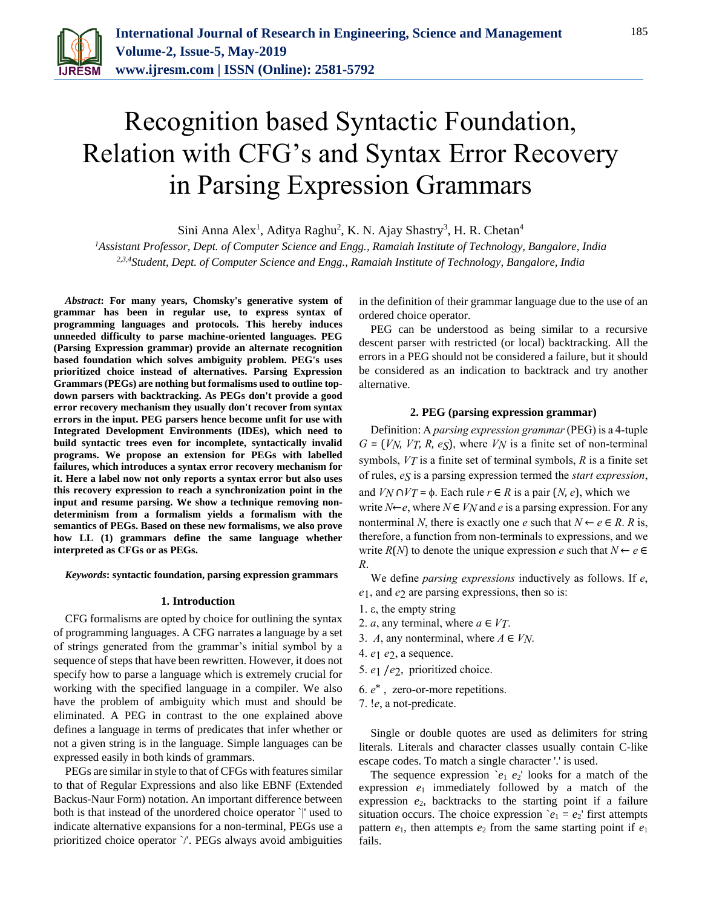# Recognition based Syntactic Foundation, Relation with CFG's and Syntax Error Recovery in Parsing Expression Grammars

Sini Anna Alex[1], Aditya Raghu[2], K. N. Ajay Shastry[3], H. R. Chetan[4]

[1]*Assistant Professor, Dept. of Computer Science and Engg., Ramaiah Institute of Technology, Bangalore, India*
[2,3,4]*Student, Dept. of Computer Science and Engg., Ramaiah Institute of Technology, Bangalore, India*

***Abstract*: For many years, Chomsky's generative system of grammar has been in regular use, to express syntax of programming languages and protocols. This hereby induces unneeded difficulty to parse machine-oriented languages. PEG (Parsing Expression grammar) provide an alternate recognition based foundation which solves ambiguity problem. PEG's uses prioritized choice instead of alternatives. Parsing Expression Grammars (PEGs) are nothing but formalisms used to outline top-down parsers with backtracking. As PEGs don't provide a good error recovery mechanism they usually don't recover from syntax errors in the input. PEG parsers hence become unfit for use with Integrated Development Environments (IDEs), which need to build syntactic trees even for incomplete, syntactically invalid programs. We propose an extension for PEGs with labelled failures, which introduces a syntax error recovery mechanism for it. Here a label now not only reports a syntax error but also uses this recovery expression to reach a synchronization point in the input and resume parsing. We show a technique removing non-determinism from a formalism yields a formalism with the semantics of PEGs. Based on these new formalisms, we also prove how LL (1) grammars define the same language whether interpreted as CFGs or as PEGs.**

***Keywords*: syntactic foundation, parsing expression grammars**

## 1. Introduction

CFG formalisms are opted by choice for outlining the syntax of programming languages. A CFG narrates a language by a set of strings generated from the grammar's initial symbol by a sequence of steps that have been rewritten. However, it does not specify how to parse a language which is extremely crucial for working with the specified language in a compiler. We also have the problem of ambiguity which must and should be eliminated. A PEG in contrast to the one explained above defines a language in terms of predicates that infer whether or not a given string is in the language. Simple languages can be expressed easily in both kinds of grammars.

PEGs are similar in style to that of CFGs with features similar to that of Regular Expressions and also like EBNF (Extended Backus-Naur Form) notation. An important difference between both is that instead of the unordered choice operator `|' used to indicate alternative expansions for a non-terminal, PEGs use a prioritized choice operator `/'. PEGs always avoid ambiguities in the definition of their grammar language due to the use of an ordered choice operator.

PEG can be understood as being similar to a recursive descent parser with restricted (or local) backtracking. All the errors in a PEG should not be considered a failure, but it should be considered as an indication to backtrack and try another alternative.

## 2. PEG (parsing expression grammar)

Definition: A *parsing expression grammar* (PEG) is a 4-tuple $G = (V_N, V_T, R, e_S)$, where $V_N$ is a finite set of non-terminal symbols, $V_T$ is a finite set of terminal symbols, $R$ is a finite set of rules, $e_S$ is a parsing expression termed the *start expression*, and $V_N \cap V_T = \phi$. Each rule $r \in R$ is a pair $(N, e)$, which we write $N \leftarrow e$, where $N \in V_N$ and $e$ is a parsing expression. For any nonterminal $N$, there is exactly one $e$ such that $N \leftarrow e \in R$. $R$ is, therefore, a function from non-terminals to expressions, and we write $R(N)$ to denote the unique expression $e$ such that $N \leftarrow e \in R$.

We define *parsing expressions* inductively as follows. If $e$, $e_1$, and $e_2$ are parsing expressions, then so is:

1. ε, the empty string
2. $a$, any terminal, where $a \in V_T$.
3. $A$, any nonterminal, where $A \in V_N$.
4. $e_1\ e_2$, a sequence.
5. $e_1 / e_2$, prioritized choice.
6. $e^*$, zero-or-more repetitions.
7. $!e$, a not-predicate.

Single or double quotes are used as delimiters for string literals. Literals and character classes usually contain C-like escape codes. To match a single character '.' is used.

The sequence expression `$e_1\ e_2$' looks for a match of the expression $e_1$ immediately followed by a match of the expression $e_2$, backtracks to the starting point if a failure situation occurs. The choice expression `$e_1 = e_2$' first attempts pattern $e_1$, then attempts $e_2$ from the same starting point if $e_1$ fails.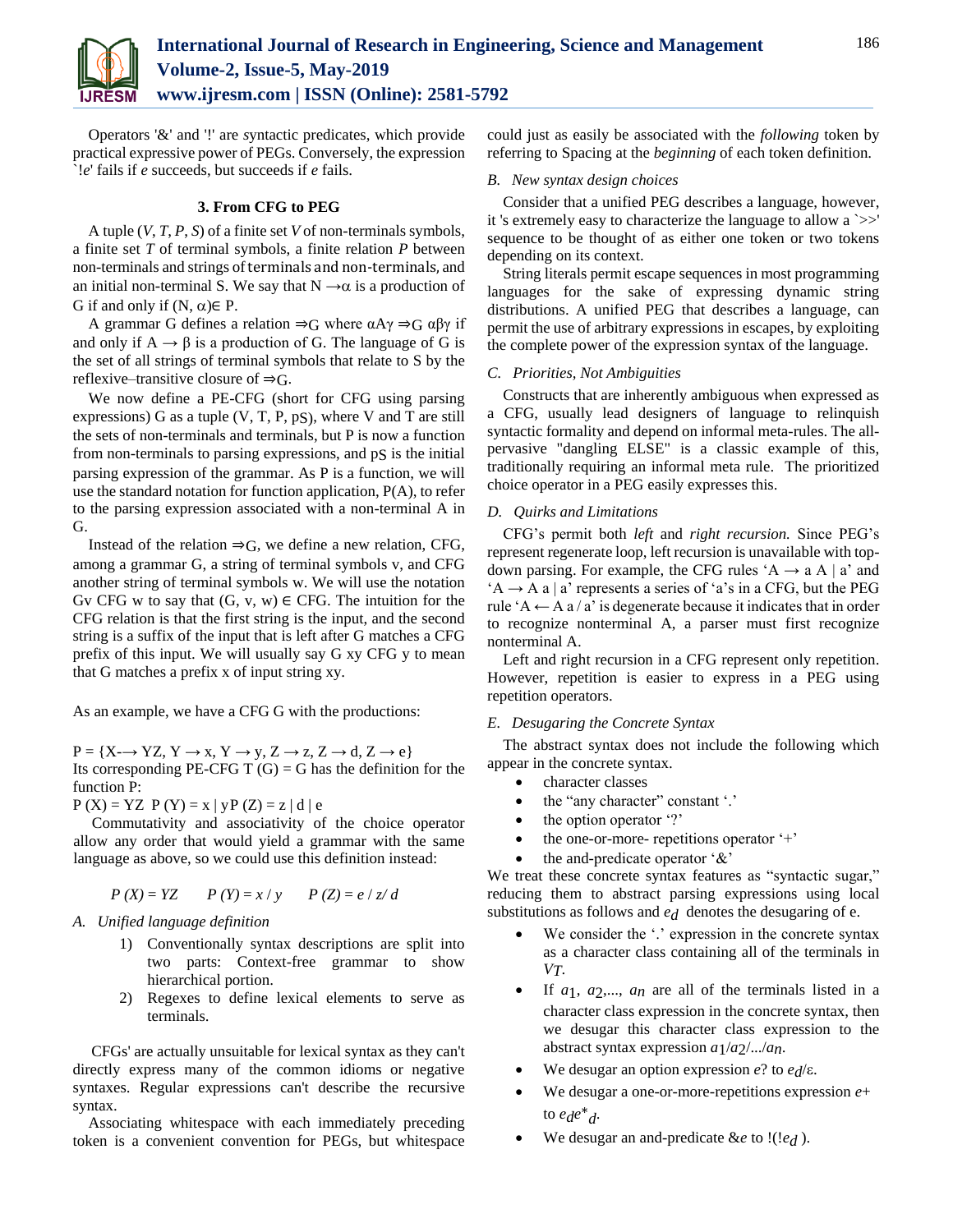Operators '&' and '!' are syntactic predicates, which provide practical expressive power of PEGs. Conversely, the expression `!*e*' fails if *e* succeeds, but succeeds if *e* fails.

### 3. From CFG to PEG

A tuple (*V*, *T*, *P*, *S*) of a finite set *V* of non-terminals symbols, a finite set *T* of terminal symbols, a finite relation *P* between non-terminals and strings of terminals and non-terminals, and an initial non-terminal S. We say that $N \rightarrow \alpha$ is a production of G if and only if $(N, \alpha) \in P$.

A grammar G defines a relation $\Rightarrow_G$ where $\alpha A \gamma \Rightarrow_G \alpha\beta\gamma$ if and only if $A \rightarrow \beta$ is a production of G. The language of G is the set of all strings of terminal symbols that relate to S by the reflexive–transitive closure of $\Rightarrow_G$.

We now define a PE-CFG (short for CFG using parsing expressions) G as a tuple (V, T, P, $p_S$), where V and T are still the sets of non-terminals and terminals, but P is now a function from non-terminals to parsing expressions, and $p_S$ is the initial parsing expression of the grammar. As P is a function, we will use the standard notation for function application, P(A), to refer to the parsing expression associated with a non-terminal A in G.

Instead of the relation $\Rightarrow_G$, we define a new relation, CFG, among a grammar G, a string of terminal symbols v, and CFG another string of terminal symbols w. We will use the notation Gv CFG w to say that (G, v, w) ∈ CFG. The intuition for the CFG relation is that the first string is the input, and the second string is a suffix of the input that is left after G matches a CFG prefix of this input. We will usually say G xy CFG y to mean that G matches a prefix x of input string xy.

As an example, we have a CFG G with the productions:

$P = \{X \rightarrow YZ, Y \rightarrow x, Y \rightarrow y, Z \rightarrow z, Z \rightarrow d, Z \rightarrow e\}$

Its corresponding PE-CFG T (G) = G has the definition for the function P:

$P(X) = YZ \quad P(Y) = x \mid y \quad P(Z) = z \mid d \mid e$

Commutativity and associativity of the choice operator allow any order that would yield a grammar with the same language as above, so we could use this definition instead:

$$P(X) = YZ \qquad P(Y) = x / y \qquad P(Z) = e / z / d$$

#### A. Unified language definition

1) Conventionally syntax descriptions are split into two parts: Context-free grammar to show hierarchical portion.
2) Regexes to define lexical elements to serve as terminals.

CFGs' are actually unsuitable for lexical syntax as they can't directly express many of the common idioms or negative syntaxes. Regular expressions can't describe the recursive syntax.

Associating whitespace with each immediately preceding token is a convenient convention for PEGs, but whitespace could just as easily be associated with the *following* token by referring to Spacing at the *beginning* of each token definition.

#### B. New syntax design choices

Consider that a unified PEG describes a language, however, it 's extremely easy to characterize the language to allow a `>>' sequence to be thought of as either one token or two tokens depending on its context.

String literals permit escape sequences in most programming languages for the sake of expressing dynamic string distributions. A unified PEG that describes a language, can permit the use of arbitrary expressions in escapes, by exploiting the complete power of the expression syntax of the language.

#### C. Priorities, Not Ambiguities

Constructs that are inherently ambiguous when expressed as a CFG, usually lead designers of language to relinquish syntactic formality and depend on informal meta-rules. The all-pervasive "dangling ELSE" is a classic example of this, traditionally requiring an informal meta rule. The prioritized choice operator in a PEG easily expresses this.

#### D. Quirks and Limitations

CFG's permit both *left* and *right recursion.* Since PEG's represent regenerate loop, left recursion is unavailable with top-down parsing. For example, the CFG rules '$A \rightarrow a\ A \mid a$' and '$A \rightarrow A\ a \mid a$' represents a series of 'a's in a CFG, but the PEG rule '$A \leftarrow A\ a / a$' is degenerate because it indicates that in order to recognize nonterminal A, a parser must first recognize nonterminal A.

Left and right recursion in a CFG represent only repetition. However, repetition is easier to express in a PEG using repetition operators.

#### E. Desugaring the Concrete Syntax

The abstract syntax does not include the following which appear in the concrete syntax.

- character classes
- the "any character" constant '.'
- the option operator '?'
- the one-or-more- repetitions operator '+'
- the and-predicate operator '&'

We treat these concrete syntax features as "syntactic sugar," reducing them to abstract parsing expressions using local substitutions as follows and $e_d$ denotes the desugaring of e.

- We consider the '.' expression in the concrete syntax as a character class containing all of the terminals in *VT*.
- If $a_1$, $a_2$,..., $a_n$ are all of the terminals listed in a character class expression in the concrete syntax, then we desugar this character class expression to the abstract syntax expression $a_1/a_2/.../a_n$.
- We desugar an option expression *e*? to $e_d/\varepsilon$.
- We desugar a one-or-more-repetitions expression *e*+ to $e_d e^*_d$.
- We desugar an and-predicate &*e* to !(!$e_d$ ).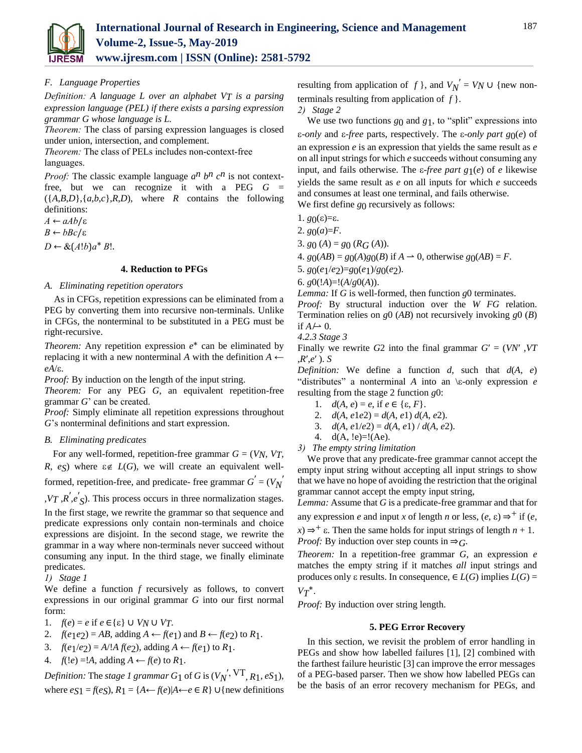### F. Language Properties

*Definition: A language L over an alphabet $V_T$ is a parsing expression language (PEL) if there exists a parsing expression grammar G whose language is L.*

*Theorem:* The class of parsing expression languages is closed under union, intersection, and complement.

*Theorem:* The class of PELs includes non-context-free languages.

*Proof:* The classic example language $a^n\ b^n\ c^n$ is not context-free, but we can recognize it with a PEG $G$ = ({$A$,$B$,$D$},{$a$,$b$,$c$},$R$,$D$), where $R$ contains the following definitions:

$A \leftarrow aAb/\varepsilon$

$B \leftarrow bBc/\varepsilon$

$D \leftarrow \&(A!b)a^*\ B!.$

## 4. Reduction to PFGs

### A. Eliminating repetition operators

As in CFGs, repetition expressions can be eliminated from a PEG by converting them into recursive non-terminals. Unlike in CFGs, the nonterminal to be substituted in a PEG must be right-recursive.

*Theorem:* Any repetition expression $e^*$ can be eliminated by replacing it with a new nonterminal $A$ with the definition $A \leftarrow eA/\varepsilon$.

*Proof:* By induction on the length of the input string.

*Theorem:* For any PEG $G$, an equivalent repetition-free grammar $G$' can be created.

*Proof:* Simply eliminate all repetition expressions throughout $G$'s nonterminal definitions and start expression.

### B. Eliminating predicates

For any well-formed, repetition-free grammar $G = (V_N, V_T, R, e_S)$ where $\varepsilon \notin L(G)$, we will create an equivalent well-formed, repetition-free, and predicate- free grammar $G' = (V_N{}'$ $,V_T\ ,R',e'_S)$. This process occurs in three normalization stages. In the first stage, we rewrite the grammar so that sequence and predicate expressions only contain non-terminals and choice expressions are disjoint. In the second stage, we rewrite the grammar in a way where non-terminals never succeed without consuming any input. In the third stage, we finally eliminate predicates.

*1) Stage 1*

We define a function $f$ recursively as follows, to convert expressions in our original grammar $G$ into our first normal form:

1. $f(e) = e$ if $e \in \{\varepsilon\} \cup V_N \cup V_T$.
2. $f(e_1e_2) = AB$, adding $A \leftarrow f(e_1)$ and $B \leftarrow f(e_2)$ to $R_1$.
3. $f(e_1/e_2) = A/!A\ f(e_2)$, adding $A \leftarrow f(e_1)$ to $R_1$.
4. $f(!e) = !A$, adding $A \leftarrow f(e)$ to $R_1$.

*Definition:* The *stage 1 grammar* $G_1$ of $G$ is $(V_N{}', \mathrm{V_T}, R_1, e_{S1})$, where $e_{S1} = f(e_S)$, $R_1 = \{A\leftarrow f(e) | A\leftarrow e \in R\} \cup$ {new definitions resulting from application of $f$ }, and $V_N{}' = V_N \cup$ {new non-terminals resulting from application of $f$ }.

*2) Stage 2*

We use two functions $g_0$ and $g_1$, to "split" expressions into ε*-only* and ε*-free* parts, respectively. The ε*-only part* $g_0(e)$ of an expression $e$ is an expression that yields the same result as $e$ on all input strings for which $e$ succeeds without consuming any input, and fails otherwise. The ε*-free part* $g_1(e)$ of $e$ likewise yields the same result as $e$ on all inputs for which $e$ succeeds and consumes at least one terminal, and fails otherwise.

We first define $g_0$ recursively as follows:

1. $g_0(\varepsilon)=\varepsilon$.
2. $g_0(a)=F$.
3. $g_0\ (A) = g_0\ (R_G\ (A))$.
4. $g_0(AB) = g_0(A)g_0(B)$ if $A \rightharpoonup 0$, otherwise $g_0(AB) = F$.
5. $g_0(e_1/e_2)=g_0(e_1)/g_0(e_2)$.
6. $g0(!A)=!(A/g0(A))$.

*Lemma:* If $G$ is well-formed, then function $g0$ terminates.

*Proof:* By structural induction over the $W\ FG$ relation. Termination relies on $g0\ (AB)$ not recursively invoking $g0\ (B)$ if $A \not\rightharpoonup 0$.

*4.2.3 Stage 3*

Finally we rewrite $G2$ into the final grammar $G' = (VN'\ ,VT\ ,R',e'\ ).\ S$

*Definition:* We define a function $d$, such that $d(A,\ e)$ "distributes" a nonterminal $A$ into an \ε-only expression $e$ resulting from the stage 2 function $g0$:

1. $d(A, e) = e$, if $e \in \{\varepsilon, F\}$.
2. $d(A, e1e2) = d(A, e1)\ d(A, e2)$.
3. $d(A, e1/e2) = d(A, e1)\ /\ d(A, e2)$.
4. d(A, !e)=!(Ae).

*3) The empty string limitation*

We prove that any predicate-free grammar cannot accept the empty input string without accepting all input strings to show that we have no hope of avoiding the restriction that the original grammar cannot accept the empty input string,

*Lemma:* Assume that $G$ is a predicate-free grammar and that for any expression $e$ and input $x$ of length $n$ or less, $(e, \varepsilon) \Rightarrow^+$ if $(e, x) \Rightarrow^+ \varepsilon$. Then the same holds for input strings of length $n + 1$.

*Proof:* By induction over step counts in $\Rightarrow_G$.

*Theorem:* In a repetition-free grammar $G$, an expression $e$ matches the empty string if it matches *all* input strings and produces only ε results. In consequence, $\in L(G)$ implies $L(G) = V_T{}^*$.

*Proof:* By induction over string length.

## 5. PEG Error Recovery

In this section, we revisit the problem of error handling in PEGs and show how labelled failures [1], [2] combined with the farthest failure heuristic [3] can improve the error messages of a PEG-based parser. Then we show how labelled PEGs can be the basis of an error recovery mechanism for PEGs, and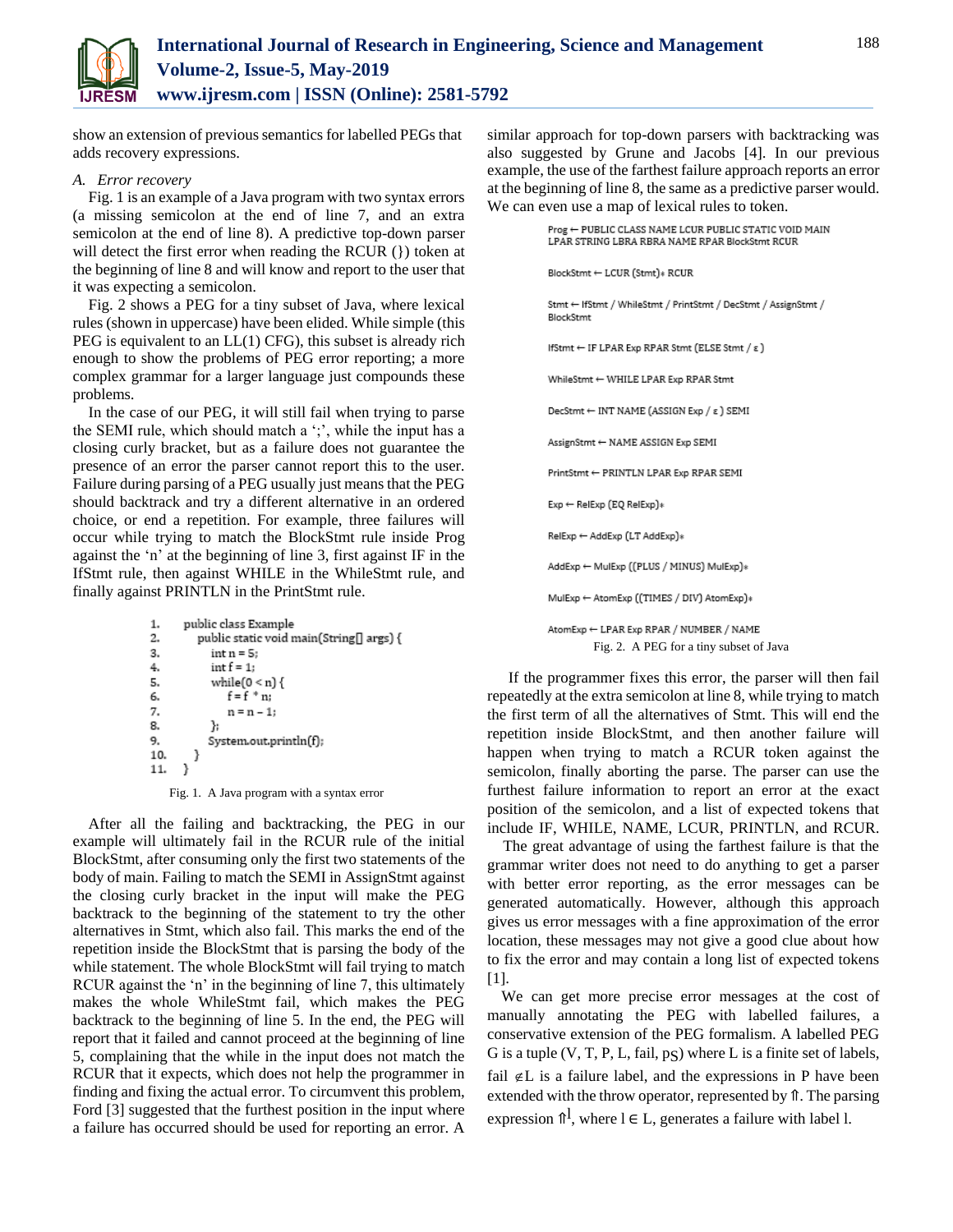show an extension of previous semantics for labelled PEGs that adds recovery expressions.

### *A. Error recovery*

Fig. 1 is an example of a Java program with two syntax errors (a missing semicolon at the end of line 7, and an extra semicolon at the end of line 8). A predictive top-down parser will detect the first error when reading the RCUR (}) token at the beginning of line 8 and will know and report to the user that it was expecting a semicolon.

Fig. 2 shows a PEG for a tiny subset of Java, where lexical rules (shown in uppercase) have been elided. While simple (this PEG is equivalent to an LL(1) CFG), this subset is already rich enough to show the problems of PEG error reporting; a more complex grammar for a larger language just compounds these problems.

In the case of our PEG, it will still fail when trying to parse the SEMI rule, which should match a ';', while the input has a closing curly bracket, but as a failure does not guarantee the presence of an error the parser cannot report this to the user. Failure during parsing of a PEG usually just means that the PEG should backtrack and try a different alternative in an ordered choice, or end a repetition. For example, three failures will occur while trying to match the BlockStmt rule inside Prog against the 'n' at the beginning of line 3, first against IF in the IfStmt rule, then against WHILE in the WhileStmt rule, and finally against PRINTLN in the PrintStmt rule.

```
1.    public class Example
2.        public static void main(String[] args) {
3.            int n = 5;
4.            int f = 1;
5.            while(0 < n) {
6.                f = f * n;
7.                n = n - 1;
8.            };
9.            System.out.println(f);
10.       }
11.   }
```

Fig. 1. A Java program with a syntax error

After all the failing and backtracking, the PEG in our example will ultimately fail in the RCUR rule of the initial BlockStmt, after consuming only the first two statements of the body of main. Failing to match the SEMI in AssignStmt against the closing curly bracket in the input will make the PEG backtrack to the beginning of the statement to try the other alternatives in Stmt, which also fail. This marks the end of the repetition inside the BlockStmt that is parsing the body of the while statement. The whole BlockStmt will fail trying to match RCUR against the 'n' in the beginning of line 7, this ultimately makes the whole WhileStmt fail, which makes the PEG backtrack to the beginning of line 5. In the end, the PEG will report that it failed and cannot proceed at the beginning of line 5, complaining that the while in the input does not match the RCUR that it expects, which does not help the programmer in finding and fixing the actual error. To circumvent this problem, Ford [3] suggested that the furthest position in the input where a failure has occurred should be used for reporting an error. A similar approach for top-down parsers with backtracking was also suggested by Grune and Jacobs [4]. In our previous example, the use of the farthest failure approach reports an error at the beginning of line 8, the same as a predictive parser would. We can even use a map of lexical rules to token.

```
Prog ← PUBLIC CLASS NAME LCUR PUBLIC STATIC VOID MAIN
LPAR STRING LBRA RBRA NAME RPAR BlockStmt RCUR

BlockStmt ← LCUR (Stmt)* RCUR

Stmt ← IfStmt / WhileStmt / PrintStmt / DecStmt / AssignStmt /
BlockStmt

IfStmt ← IF LPAR Exp RPAR Stmt (ELSE Stmt / ε )

WhileStmt ← WHILE LPAR Exp RPAR Stmt

DecStmt ← INT NAME (ASSIGN Exp / ε ) SEMI

AssignStmt ← NAME ASSIGN Exp SEMI

PrintStmt ← PRINTLN LPAR Exp RPAR SEMI

Exp ← RelExp (EQ RelExp)*

RelExp ← AddExp (LT AddExp)*

AddExp ← MulExp ((PLUS / MINUS) MulExp)*

MulExp ← AtomExp ((TIMES / DIV) AtomExp)*

AtomExp ← LPAR Exp RPAR / NUMBER / NAME
```

Fig. 2. A PEG for a tiny subset of Java

If the programmer fixes this error, the parser will then fail repeatedly at the extra semicolon at line 8, while trying to match the first term of all the alternatives of Stmt. This will end the repetition inside BlockStmt, and then another failure will happen when trying to match a RCUR token against the semicolon, finally aborting the parse. The parser can use the furthest failure information to report an error at the exact position of the semicolon, and a list of expected tokens that include IF, WHILE, NAME, LCUR, PRINTLN, and RCUR.

The great advantage of using the farthest failure is that the grammar writer does not need to do anything to get a parser with better error reporting, as the error messages can be generated automatically. However, although this approach gives us error messages with a fine approximation of the error location, these messages may not give a good clue about how to fix the error and may contain a long list of expected tokens [1].

We can get more precise error messages at the cost of manually annotating the PEG with labelled failures, a conservative extension of the PEG formalism. A labelled PEG G is a tuple (V, T, P, L, fail, $p_S$) where L is a finite set of labels, fail $\notin$ L is a failure label, and the expressions in P have been extended with the throw operator, represented by ⇑. The parsing expression $⇑^l$, where l ∈ L, generates a failure with label l.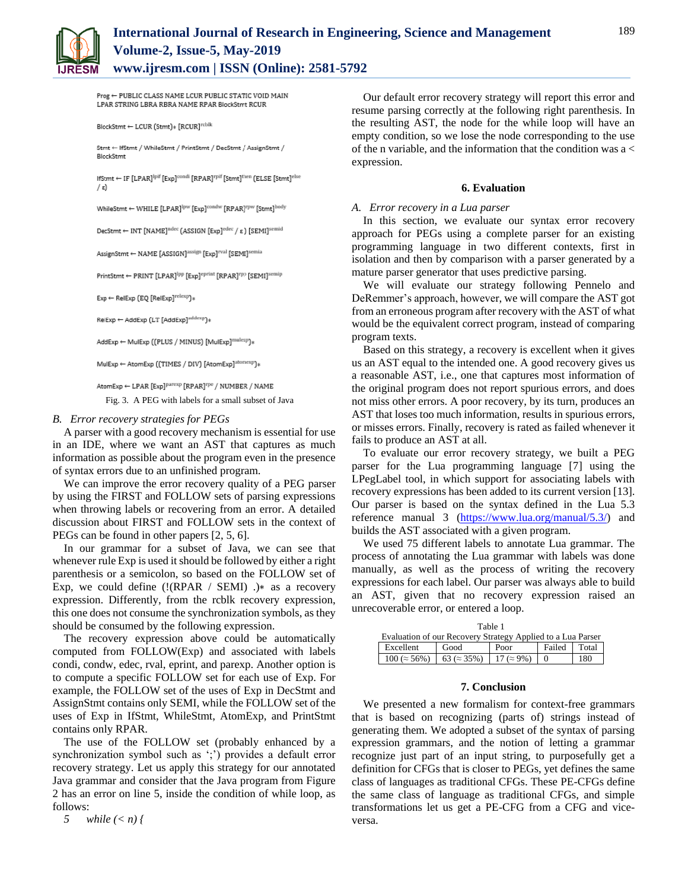```
Prog ← PUBLIC CLASS NAME LCUR PUBLIC STATIC VOID MAIN
LPAR STRING LBRA RBRA NAME RPAR BlockStmt RCUR

BlockStmt ← LCUR (Stmt)* [RCUR]^rcblk

Stmt ← IfStmt / WhileStmt / PrintStmt / DecStmt / AssignStmt /
BlockStmt

IfStmt ← IF [LPAR]^lpif [Exp]^condi [RPAR]^rpif [Stmt]^then (ELSE [Stmt]^else
/ ε)

WhileStmt ← WHILE [LPAR]^lpw [Exp]^condw [RPAR]^rpw [Stmt]^body

DecStmt ← INT [NAME]^ndec (ASSIGN [Exp]^edec / ε) [SEMI]^semid

AssignStmt ← NAME [ASSIGN]^assign [Exp]^rval [SEMI]^semia

PrintStmt ← PRINT [LPAR]^lpp [Exp]^eprint [RPAR]^rpp [SEMI]^semip

Exp ← RelExp (EQ [RelExp]^relexp)*

RelExp ← AddExp (LT [AddExp]^addexp)*

AddExp ← MulExp ((PLUS / MINUS) [MulExp]^mulexp)*

MulExp ← AtomExp ((TIMES / DIV) [AtomExp]^atomexp)*

AtomExp ← LPAR [Exp]^parexp [RPAR]^rpe / NUMBER / NAME
```

Fig. 3. A PEG with labels for a small subset of Java

### B. Error recovery strategies for PEGs

A parser with a good recovery mechanism is essential for use in an IDE, where we want an AST that captures as much information as possible about the program even in the presence of syntax errors due to an unfinished program.

We can improve the error recovery quality of a PEG parser by using the FIRST and FOLLOW sets of parsing expressions when throwing labels or recovering from an error. A detailed discussion about FIRST and FOLLOW sets in the context of PEGs can be found in other papers [2, 5, 6].

In our grammar for a subset of Java, we can see that whenever rule Exp is used it should be followed by either a right parenthesis or a semicolon, so based on the FOLLOW set of Exp, we could define (!(RPAR / SEMI) .)* as a recovery expression. Differently, from the rcblk recovery expression, this one does not consume the synchronization symbols, as they should be consumed by the following expression.

The recovery expression above could be automatically computed from FOLLOW(Exp) and associated with labels condi, condw, edec, rval, eprint, and parexp. Another option is to compute a specific FOLLOW set for each use of Exp. For example, the FOLLOW set of the uses of Exp in DecStmt and AssignStmt contains only SEMI, while the FOLLOW set of the uses of Exp in IfStmt, WhileStmt, AtomExp, and PrintStmt contains only RPAR.

The use of the FOLLOW set (probably enhanced by a synchronization symbol such as ';') provides a default error recovery strategy. Let us apply this strategy for our annotated Java grammar and consider that the Java program from Figure 2 has an error on line 5, inside the condition of while loop, as follows:

*5 while (< n) {*

Our default error recovery strategy will report this error and resume parsing correctly at the following right parenthesis. In the resulting AST, the node for the while loop will have an empty condition, so we lose the node corresponding to the use of the n variable, and the information that the condition was a < expression.

## 6. Evaluation

### A. Error recovery in a Lua parser

In this section, we evaluate our syntax error recovery approach for PEGs using a complete parser for an existing programming language in two different contexts, first in isolation and then by comparison with a parser generated by a mature parser generator that uses predictive parsing.

We will evaluate our strategy following Pennelo and DeRemmer's approach, however, we will compare the AST got from an erroneous program after recovery with the AST of what would be the equivalent correct program, instead of comparing program texts.

Based on this strategy, a recovery is excellent when it gives us an AST equal to the intended one. A good recovery gives us a reasonable AST, i.e., one that captures most information of the original program does not report spurious errors, and does not miss other errors. A poor recovery, by its turn, produces an AST that loses too much information, results in spurious errors, or misses errors. Finally, recovery is rated as failed whenever it fails to produce an AST at all.

To evaluate our error recovery strategy, we built a PEG parser for the Lua programming language [7] using the LPegLabel tool, in which support for associating labels with recovery expressions has been added to its current version [13]. Our parser is based on the syntax defined in the Lua 5.3 reference manual 3 (https://www.lua.org/manual/5.3/) and builds the AST associated with a given program.

We used 75 different labels to annotate Lua grammar. The process of annotating the Lua grammar with labels was done manually, as well as the process of writing the recovery expressions for each label. Our parser was always able to build an AST, given that no recovery expression raised an unrecoverable error, or entered a loop.

Table 1
Evaluation of our Recovery Strategy Applied to a Lua Parser

| Excellent | Good | Poor | Failed | Total |
|---|---|---|---|---|
| 100 (≈ 56%) | 63 (≈ 35%) | 17 (≈ 9%) | 0 | 180 |

## 7. Conclusion

We presented a new formalism for context-free grammars that is based on recognizing (parts of) strings instead of generating them. We adopted a subset of the syntax of parsing expression grammars, and the notion of letting a grammar recognize just part of an input string, to purposefully get a definition for CFGs that is closer to PEGs, yet defines the same class of languages as traditional CFGs. These PE-CFGs define the same class of language as traditional CFGs, and simple transformations let us get a PE-CFG from a CFG and vice-versa.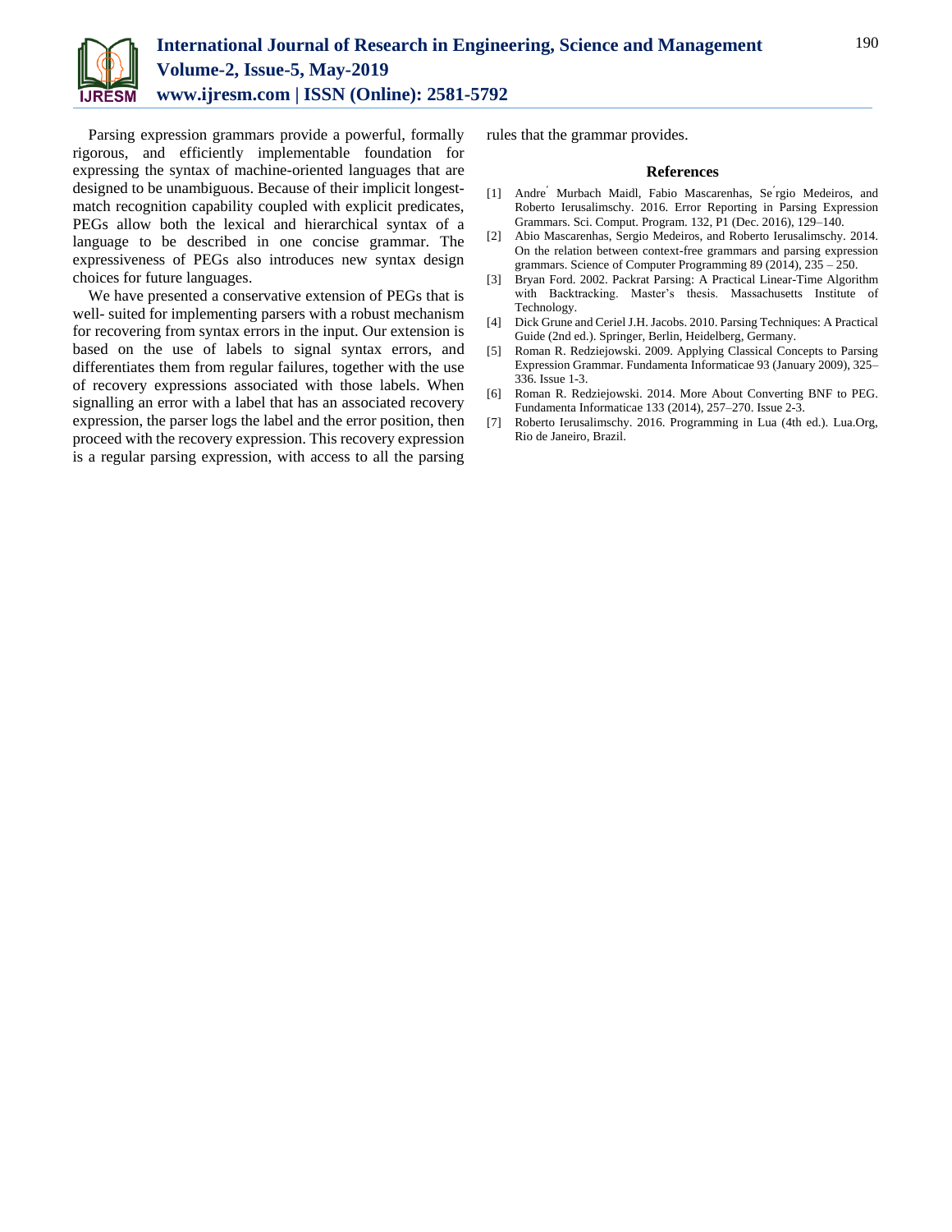Parsing expression grammars provide a powerful, formally rigorous, and efficiently implementable foundation for expressing the syntax of machine-oriented languages that are designed to be unambiguous. Because of their implicit longest-match recognition capability coupled with explicit predicates, PEGs allow both the lexical and hierarchical syntax of a language to be described in one concise grammar. The expressiveness of PEGs also introduces new syntax design choices for future languages.

We have presented a conservative extension of PEGs that is well- suited for implementing parsers with a robust mechanism for recovering from syntax errors in the input. Our extension is based on the use of labels to signal syntax errors, and differentiates them from regular failures, together with the use of recovery expressions associated with those labels. When signalling an error with a label that has an associated recovery expression, the parser logs the label and the error position, then proceed with the recovery expression. This recovery expression is a regular parsing expression, with access to all the parsing rules that the grammar provides.

## References

[1] André Murbach Maidl, Fabio Mascarenhas, Sérgio Medeiros, and Roberto Ierusalimschy. 2016. Error Reporting in Parsing Expression Grammars. Sci. Comput. Program. 132, P1 (Dec. 2016), 129–140.

[2] Abio Mascarenhas, Sergio Medeiros, and Roberto Ierusalimschy. 2014. On the relation between context-free grammars and parsing expression grammars. Science of Computer Programming 89 (2014), 235 – 250.

[3] Bryan Ford. 2002. Packrat Parsing: A Practical Linear-Time Algorithm with Backtracking. Master's thesis. Massachusetts Institute of Technology.

[4] Dick Grune and Ceriel J.H. Jacobs. 2010. Parsing Techniques: A Practical Guide (2nd ed.). Springer, Berlin, Heidelberg, Germany.

[5] Roman R. Redziejowski. 2009. Applying Classical Concepts to Parsing Expression Grammar. Fundamenta Informaticae 93 (January 2009), 325–336. Issue 1-3.

[6] Roman R. Redziejowski. 2014. More About Converting BNF to PEG. Fundamenta Informaticae 133 (2014), 257–270. Issue 2-3.

[7] Roberto Ierusalimschy. 2016. Programming in Lua (4th ed.). Lua.Org, Rio de Janeiro, Brazil.